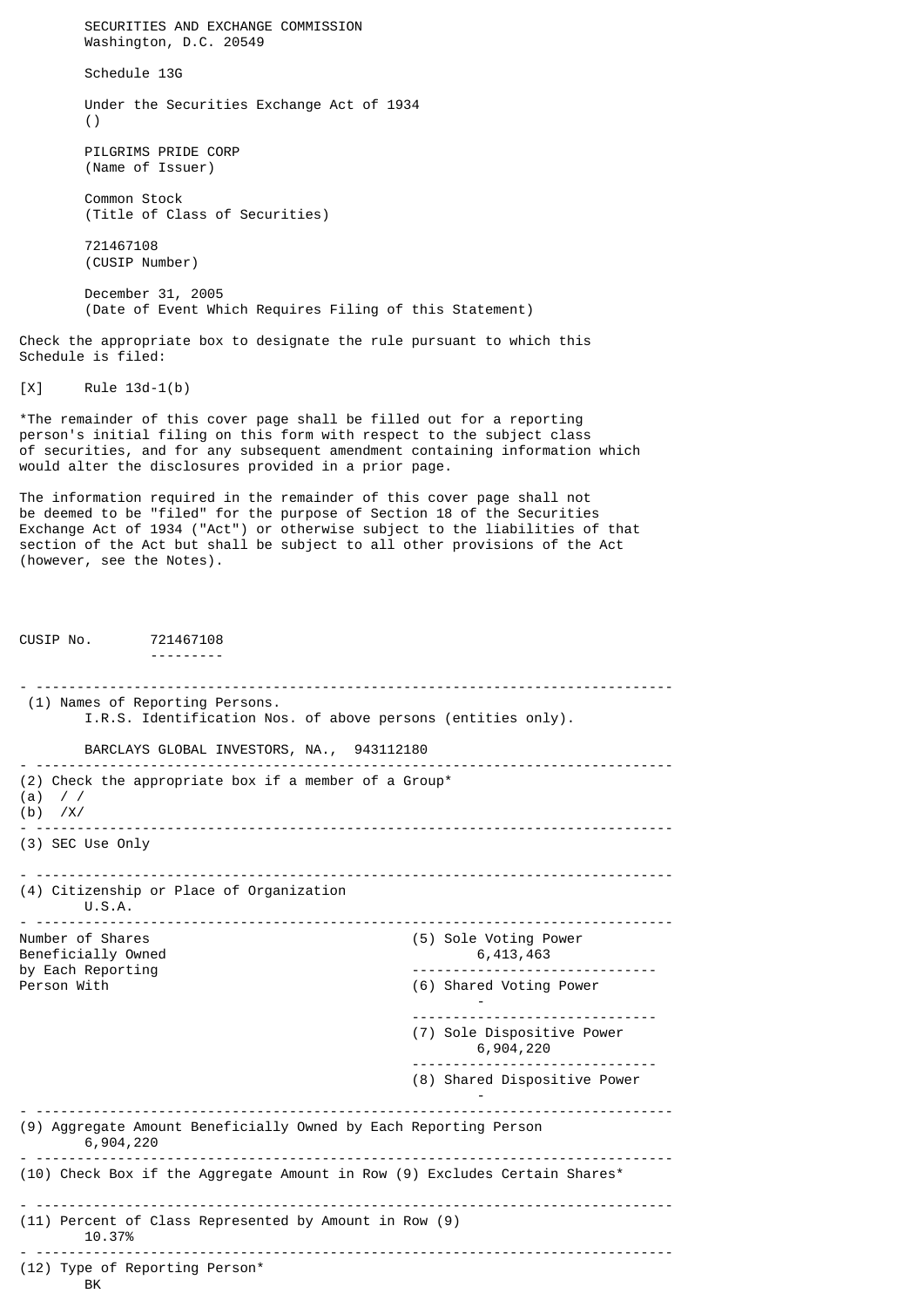SECURITIES AND EXCHANGE COMMISSION
Washington, D.C. 20549

Schedule 13G

Under the Securities Exchange Act of 1934
()

PILGRIMS PRIDE CORP
(Name of Issuer)

Common Stock
(Title of Class of Securities)

721467108
(CUSIP Number)

December 31, 2005
(Date of Event Which Requires Filing of this Statement)

Check the appropriate box to designate the rule pursuant to which this Schedule is filed:

[X] Rule 13d-1(b)

*The remainder of this cover page shall be filled out for a reporting person's initial filing on this form with respect to the subject class of securities, and for any subsequent amendment containing information which would alter the disclosures provided in a prior page.

The information required in the remainder of this cover page shall not be deemed to be "filed" for the purpose of Section 18 of the Securities Exchange Act of 1934 ("Act") or otherwise subject to the liabilities of that section of the Act but shall be subject to all other provisions of the Act (however, see the Notes).

CUSIP No. 721467108

---

(1) Names of Reporting Persons.
I.R.S. Identification Nos. of above persons (entities only).

BARCLAYS GLOBAL INVESTORS, NA., 943112180

---

(2) Check the appropriate box if a member of a Group*
(a) / /
(b) /X/

---

(3) SEC Use Only

---

(4) Citizenship or Place of Organization
U.S.A.

---

| Number of Shares Beneficially Owned by Each Reporting Person With | |
|---|---|
| (5) Sole Voting Power | 6,413,463 |
| (6) Shared Voting Power | - |
| (7) Sole Dispositive Power | 6,904,220 |
| (8) Shared Dispositive Power | - |

---

(9) Aggregate Amount Beneficially Owned by Each Reporting Person
6,904,220

---

(10) Check Box if the Aggregate Amount in Row (9) Excludes Certain Shares*

---

(11) Percent of Class Represented by Amount in Row (9)
10.37%

---

(12) Type of Reporting Person*
BK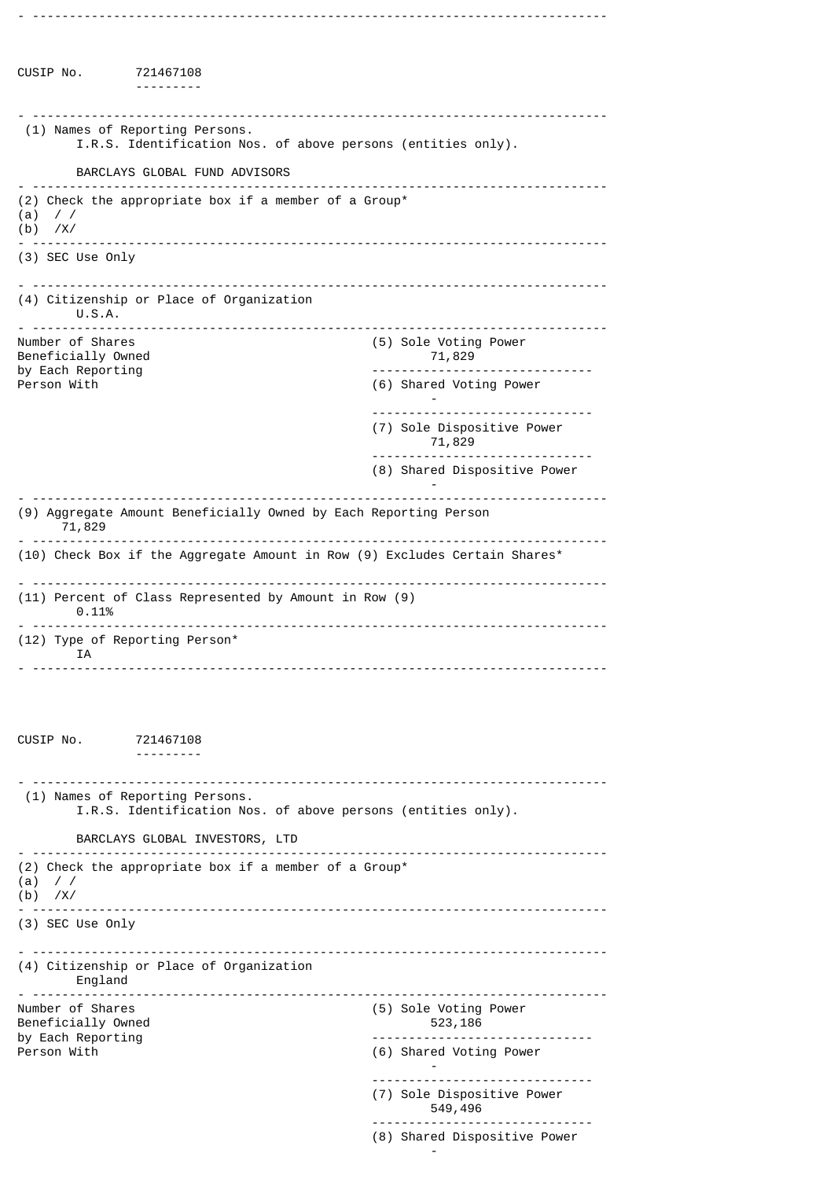CUSIP No. 721467108

(1) Names of Reporting Persons.
I.R.S. Identification Nos. of above persons (entities only).

BARCLAYS GLOBAL FUND ADVISORS

(2) Check the appropriate box if a member of a Group*
(a) / /
(b) /X/

(3) SEC Use Only

(4) Citizenship or Place of Organization
U.S.A.

| Number of Shares Beneficially Owned by Each Reporting Person With | |
|---|---|
| | (5) Sole Voting Power 71,829 |
| | (6) Shared Voting Power - |
| | (7) Sole Dispositive Power 71,829 |
| | (8) Shared Dispositive Power - |

(9) Aggregate Amount Beneficially Owned by Each Reporting Person
71,829

(10) Check Box if the Aggregate Amount in Row (9) Excludes Certain Shares*

(11) Percent of Class Represented by Amount in Row (9)
0.11%

(12) Type of Reporting Person*
IA

CUSIP No. 721467108

(1) Names of Reporting Persons.
I.R.S. Identification Nos. of above persons (entities only).

BARCLAYS GLOBAL INVESTORS, LTD

(2) Check the appropriate box if a member of a Group*
(a) / /
(b) /X/

(3) SEC Use Only

(4) Citizenship or Place of Organization
England

| Number of Shares Beneficially Owned by Each Reporting Person With | |
|---|---|
| | (5) Sole Voting Power 523,186 |
| | (6) Shared Voting Power - |
| | (7) Sole Dispositive Power 549,496 |
| | (8) Shared Dispositive Power - |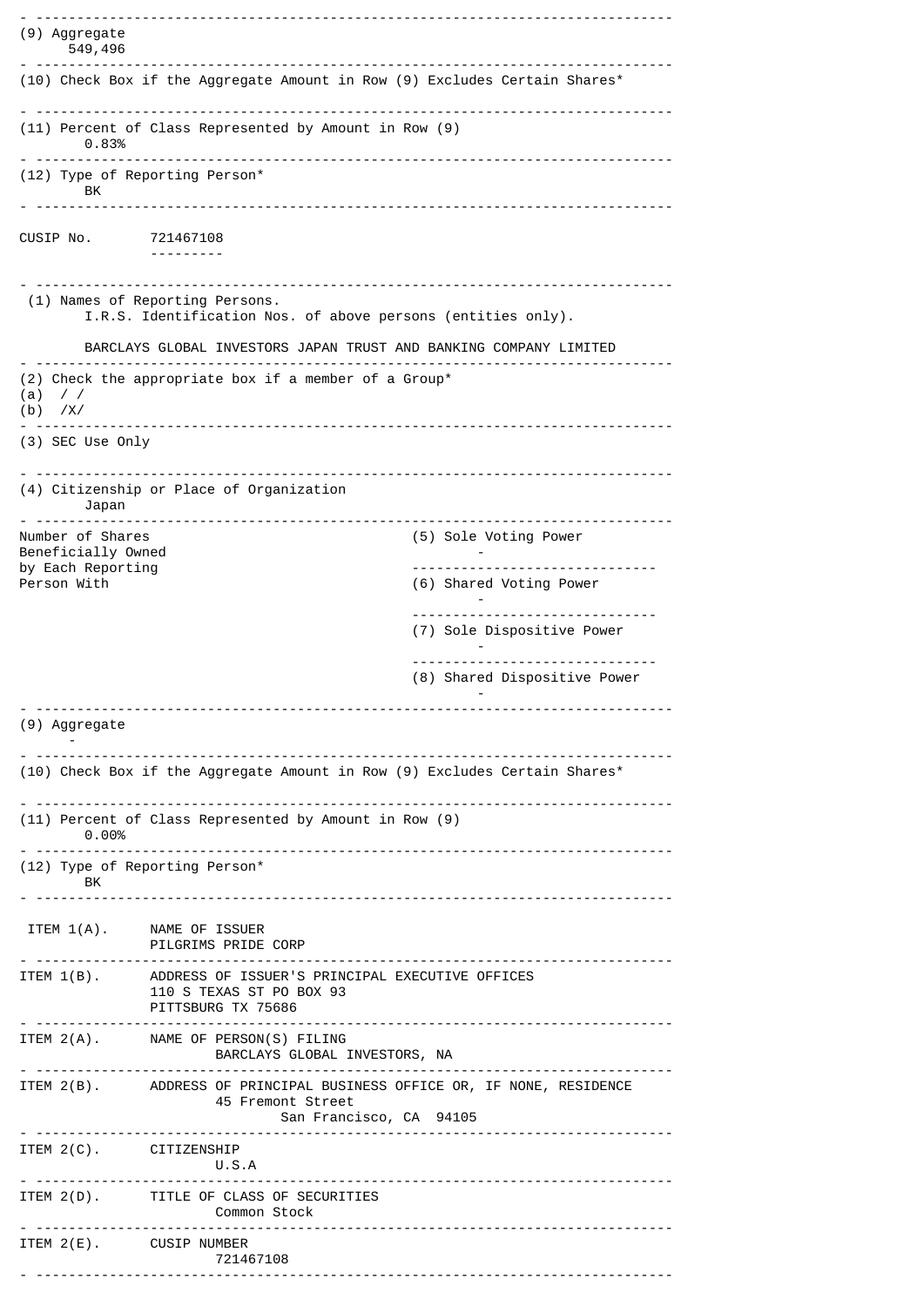(9) Aggregate
549,496

(10) Check Box if the Aggregate Amount in Row (9) Excludes Certain Shares*

(11) Percent of Class Represented by Amount in Row (9)
0.83%

(12) Type of Reporting Person*
BK

CUSIP No. 721467108

(1) Names of Reporting Persons.
I.R.S. Identification Nos. of above persons (entities only).

BARCLAYS GLOBAL INVESTORS JAPAN TRUST AND BANKING COMPANY LIMITED

(2) Check the appropriate box if a member of a Group*
(a) / /
(b) /X/

(3) SEC Use Only

(4) Citizenship or Place of Organization
Japan

| Number of Shares Beneficially Owned by Each Reporting Person With | |
|---|---|
| | (5) Sole Voting Power<br>- |
| | (6) Shared Voting Power<br>- |
| | (7) Sole Dispositive Power<br>- |
| | (8) Shared Dispositive Power<br>- |

(9) Aggregate
-

(10) Check Box if the Aggregate Amount in Row (9) Excludes Certain Shares*

(11) Percent of Class Represented by Amount in Row (9)
0.00%

(12) Type of Reporting Person*
BK

ITEM 1(A). NAME OF ISSUER
PILGRIMS PRIDE CORP

ITEM 1(B). ADDRESS OF ISSUER'S PRINCIPAL EXECUTIVE OFFICES
110 S TEXAS ST PO BOX 93
PITTSBURG TX 75686

ITEM 2(A). NAME OF PERSON(S) FILING
BARCLAYS GLOBAL INVESTORS, NA

ITEM 2(B). ADDRESS OF PRINCIPAL BUSINESS OFFICE OR, IF NONE, RESIDENCE
45 Fremont Street
San Francisco, CA 94105

ITEM 2(C). CITIZENSHIP
U.S.A

ITEM 2(D). TITLE OF CLASS OF SECURITIES
Common Stock

ITEM 2(E). CUSIP NUMBER
721467108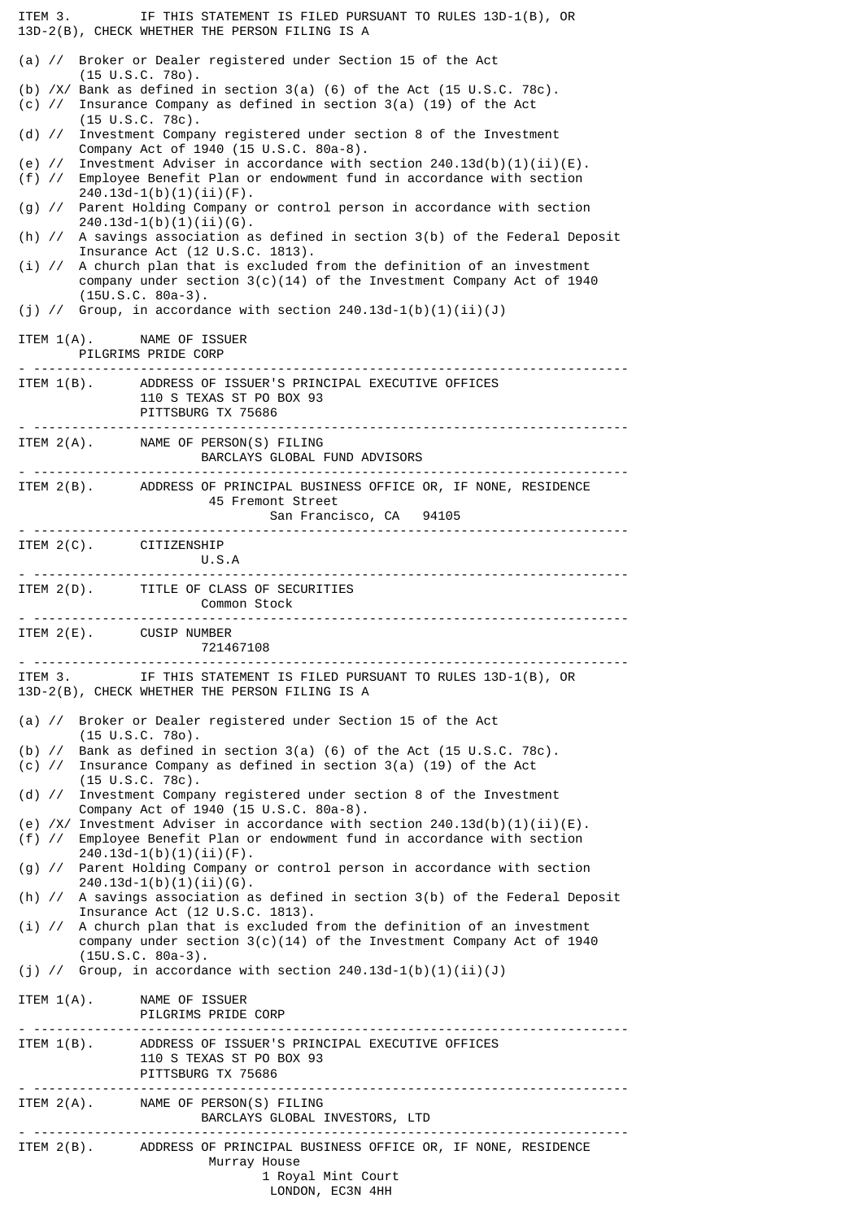ITEM 3. IF THIS STATEMENT IS FILED PURSUANT TO RULES 13D-1(B), OR 13D-2(B), CHECK WHETHER THE PERSON FILING IS A

(a) // Broker or Dealer registered under Section 15 of the Act (15 U.S.C. 78o).
(b) /X/ Bank as defined in section 3(a) (6) of the Act (15 U.S.C. 78c).
(c) // Insurance Company as defined in section 3(a) (19) of the Act (15 U.S.C. 78c).
(d) // Investment Company registered under section 8 of the Investment Company Act of 1940 (15 U.S.C. 80a-8).
(e) // Investment Adviser in accordance with section 240.13d(b)(1)(ii)(E).
(f) // Employee Benefit Plan or endowment fund in accordance with section 240.13d-1(b)(1)(ii)(F).
(g) // Parent Holding Company or control person in accordance with section 240.13d-1(b)(1)(ii)(G).
(h) // A savings association as defined in section 3(b) of the Federal Deposit Insurance Act (12 U.S.C. 1813).
(i) // A church plan that is excluded from the definition of an investment company under section 3(c)(14) of the Investment Company Act of 1940 (15U.S.C. 80a-3).
(j) // Group, in accordance with section 240.13d-1(b)(1)(ii)(J)

ITEM 1(A). NAME OF ISSUER
PILGRIMS PRIDE CORP

---

ITEM 1(B). ADDRESS OF ISSUER'S PRINCIPAL EXECUTIVE OFFICES
110 S TEXAS ST PO BOX 93
PITTSBURG TX 75686

---

ITEM 2(A). NAME OF PERSON(S) FILING
BARCLAYS GLOBAL FUND ADVISORS

---

ITEM 2(B). ADDRESS OF PRINCIPAL BUSINESS OFFICE OR, IF NONE, RESIDENCE
45 Fremont Street
San Francisco, CA 94105

---

ITEM 2(C). CITIZENSHIP
U.S.A

---

ITEM 2(D). TITLE OF CLASS OF SECURITIES
Common Stock

---

ITEM 2(E). CUSIP NUMBER
721467108

---

ITEM 3. IF THIS STATEMENT IS FILED PURSUANT TO RULES 13D-1(B), OR 13D-2(B), CHECK WHETHER THE PERSON FILING IS A

(a) // Broker or Dealer registered under Section 15 of the Act (15 U.S.C. 78o).
(b) // Bank as defined in section 3(a) (6) of the Act (15 U.S.C. 78c).
(c) // Insurance Company as defined in section 3(a) (19) of the Act (15 U.S.C. 78c).
(d) // Investment Company registered under section 8 of the Investment Company Act of 1940 (15 U.S.C. 80a-8).
(e) /X/ Investment Adviser in accordance with section 240.13d(b)(1)(ii)(E).
(f) // Employee Benefit Plan or endowment fund in accordance with section 240.13d-1(b)(1)(ii)(F).
(g) // Parent Holding Company or control person in accordance with section 240.13d-1(b)(1)(ii)(G).
(h) // A savings association as defined in section 3(b) of the Federal Deposit Insurance Act (12 U.S.C. 1813).
(i) // A church plan that is excluded from the definition of an investment company under section 3(c)(14) of the Investment Company Act of 1940 (15U.S.C. 80a-3).
(j) // Group, in accordance with section 240.13d-1(b)(1)(ii)(J)

ITEM 1(A). NAME OF ISSUER
PILGRIMS PRIDE CORP

---

ITEM 1(B). ADDRESS OF ISSUER'S PRINCIPAL EXECUTIVE OFFICES
110 S TEXAS ST PO BOX 93
PITTSBURG TX 75686

---

ITEM 2(A). NAME OF PERSON(S) FILING
BARCLAYS GLOBAL INVESTORS, LTD

---

ITEM 2(B). ADDRESS OF PRINCIPAL BUSINESS OFFICE OR, IF NONE, RESIDENCE
Murray House
1 Royal Mint Court
LONDON, EC3N 4HH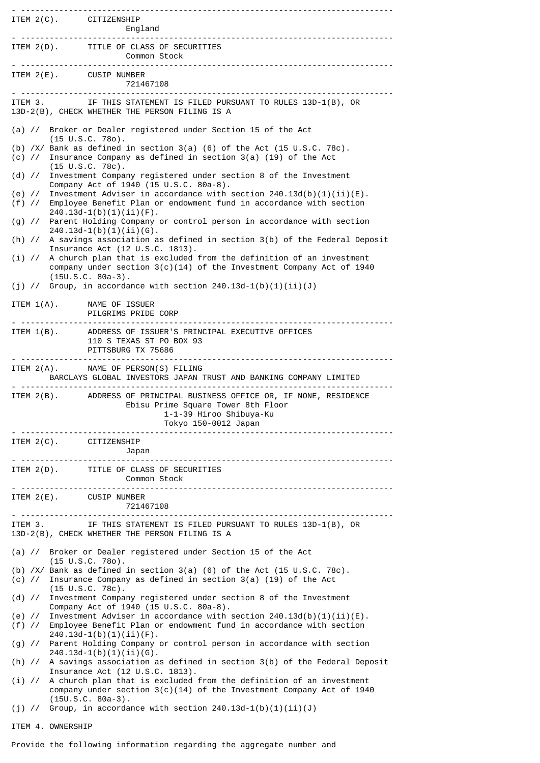ITEM 2(C). CITIZENSHIP
England

---

ITEM 2(D). TITLE OF CLASS OF SECURITIES
Common Stock

---

ITEM 2(E). CUSIP NUMBER
721467108

---

ITEM 3. IF THIS STATEMENT IS FILED PURSUANT TO RULES 13D-1(B), OR 13D-2(B), CHECK WHETHER THE PERSON FILING IS A

(a) // Broker or Dealer registered under Section 15 of the Act (15 U.S.C. 78o).
(b) /X/ Bank as defined in section 3(a) (6) of the Act (15 U.S.C. 78c).
(c) // Insurance Company as defined in section 3(a) (19) of the Act (15 U.S.C. 78c).
(d) // Investment Company registered under section 8 of the Investment Company Act of 1940 (15 U.S.C. 80a-8).
(e) // Investment Adviser in accordance with section 240.13d(b)(1)(ii)(E).
(f) // Employee Benefit Plan or endowment fund in accordance with section 240.13d-1(b)(1)(ii)(F).
(g) // Parent Holding Company or control person in accordance with section 240.13d-1(b)(1)(ii)(G).
(h) // A savings association as defined in section 3(b) of the Federal Deposit Insurance Act (12 U.S.C. 1813).
(i) // A church plan that is excluded from the definition of an investment company under section 3(c)(14) of the Investment Company Act of 1940 (15U.S.C. 80a-3).
(j) // Group, in accordance with section 240.13d-1(b)(1)(ii)(J)

ITEM 1(A). NAME OF ISSUER
PILGRIMS PRIDE CORP

---

ITEM 1(B). ADDRESS OF ISSUER'S PRINCIPAL EXECUTIVE OFFICES
110 S TEXAS ST PO BOX 93
PITTSBURG TX 75686

---

ITEM 2(A). NAME OF PERSON(S) FILING
BARCLAYS GLOBAL INVESTORS JAPAN TRUST AND BANKING COMPANY LIMITED

---

ITEM 2(B). ADDRESS OF PRINCIPAL BUSINESS OFFICE OR, IF NONE, RESIDENCE
Ebisu Prime Square Tower 8th Floor
1-1-39 Hiroo Shibuya-Ku
Tokyo 150-0012 Japan

---

ITEM 2(C). CITIZENSHIP
Japan

---

ITEM 2(D). TITLE OF CLASS OF SECURITIES
Common Stock

---

ITEM 2(E). CUSIP NUMBER
721467108

---

ITEM 3. IF THIS STATEMENT IS FILED PURSUANT TO RULES 13D-1(B), OR 13D-2(B), CHECK WHETHER THE PERSON FILING IS A

(a) // Broker or Dealer registered under Section 15 of the Act (15 U.S.C. 78o).
(b) /X/ Bank as defined in section 3(a) (6) of the Act (15 U.S.C. 78c).
(c) // Insurance Company as defined in section 3(a) (19) of the Act (15 U.S.C. 78c).
(d) // Investment Company registered under section 8 of the Investment Company Act of 1940 (15 U.S.C. 80a-8).
(e) // Investment Adviser in accordance with section 240.13d(b)(1)(ii)(E).
(f) // Employee Benefit Plan or endowment fund in accordance with section 240.13d-1(b)(1)(ii)(F).
(g) // Parent Holding Company or control person in accordance with section 240.13d-1(b)(1)(ii)(G).
(h) // A savings association as defined in section 3(b) of the Federal Deposit Insurance Act (12 U.S.C. 1813).
(i) // A church plan that is excluded from the definition of an investment company under section 3(c)(14) of the Investment Company Act of 1940 (15U.S.C. 80a-3).
(j) // Group, in accordance with section 240.13d-1(b)(1)(ii)(J)

ITEM 4. OWNERSHIP

Provide the following information regarding the aggregate number and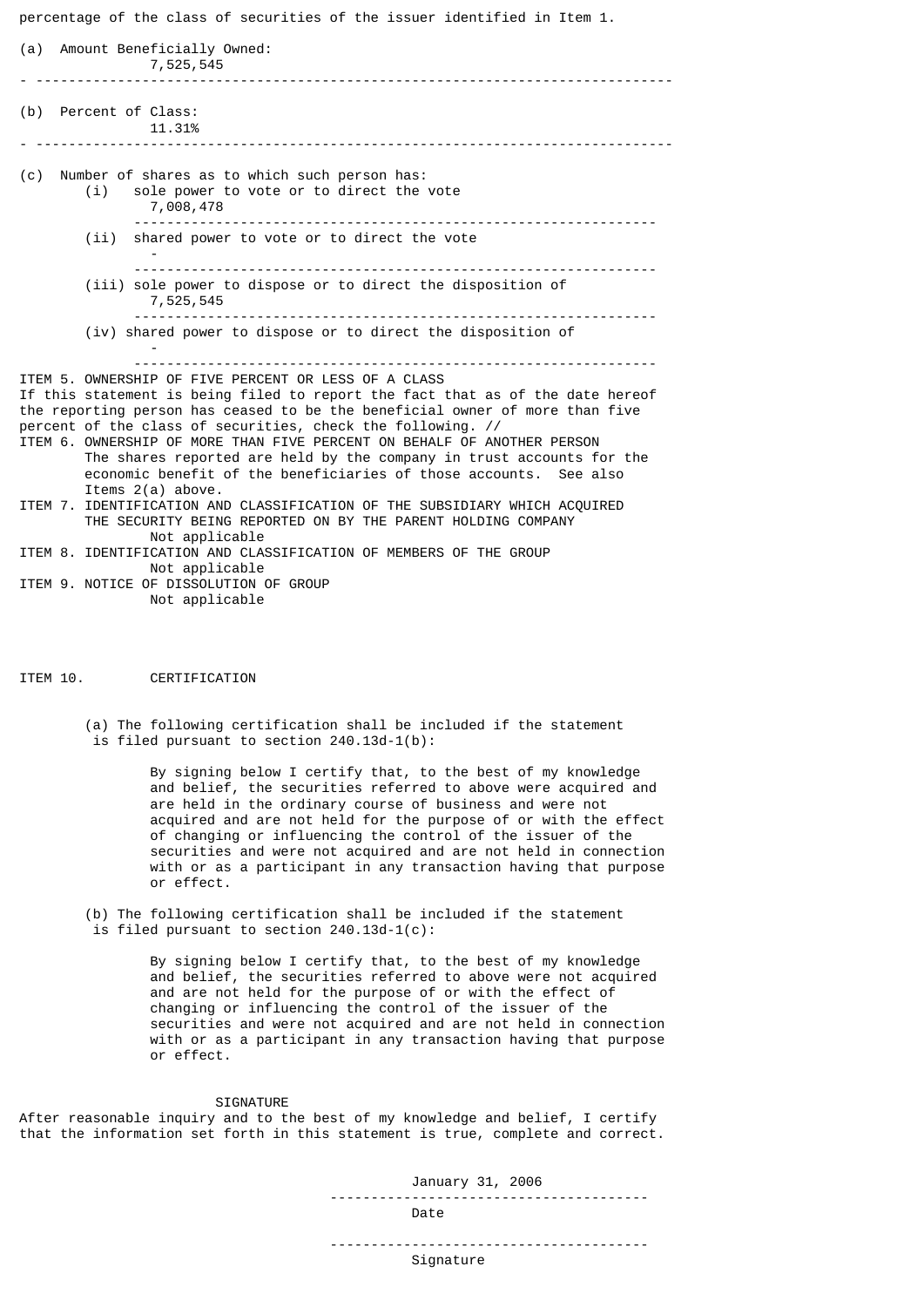percentage of the class of securities of the issuer identified in Item 1.

(a) Amount Beneficially Owned:
7,525,545

(b) Percent of Class:
11.31%

(c) Number of shares as to which such person has:

(i) sole power to vote or to direct the vote
7,008,478

(ii) shared power to vote or to direct the vote
-

(iii) sole power to dispose or to direct the disposition of
7,525,545

(iv) shared power to dispose or to direct the disposition of
-

ITEM 5. OWNERSHIP OF FIVE PERCENT OR LESS OF A CLASS

If this statement is being filed to report the fact that as of the date hereof the reporting person has ceased to be the beneficial owner of more than five percent of the class of securities, check the following. //

ITEM 6. OWNERSHIP OF MORE THAN FIVE PERCENT ON BEHALF OF ANOTHER PERSON

The shares reported are held by the company in trust accounts for the economic benefit of the beneficiaries of those accounts. See also Items 2(a) above.

ITEM 7. IDENTIFICATION AND CLASSIFICATION OF THE SUBSIDIARY WHICH ACQUIRED THE SECURITY BEING REPORTED ON BY THE PARENT HOLDING COMPANY

Not applicable

ITEM 8. IDENTIFICATION AND CLASSIFICATION OF MEMBERS OF THE GROUP

Not applicable

ITEM 9. NOTICE OF DISSOLUTION OF GROUP

Not applicable

ITEM 10. CERTIFICATION

(a) The following certification shall be included if the statement is filed pursuant to section 240.13d-1(b):

By signing below I certify that, to the best of my knowledge and belief, the securities referred to above were acquired and are held in the ordinary course of business and were not acquired and are not held for the purpose of or with the effect of changing or influencing the control of the issuer of the securities and were not acquired and are not held in connection with or as a participant in any transaction having that purpose or effect.

(b) The following certification shall be included if the statement is filed pursuant to section 240.13d-1(c):

By signing below I certify that, to the best of my knowledge and belief, the securities referred to above were not acquired and are not held for the purpose of or with the effect of changing or influencing the control of the issuer of the securities and were not acquired and are not held in connection with or as a participant in any transaction having that purpose or effect.

SIGNATURE

After reasonable inquiry and to the best of my knowledge and belief, I certify that the information set forth in this statement is true, complete and correct.

January 31, 2006

Date

Signature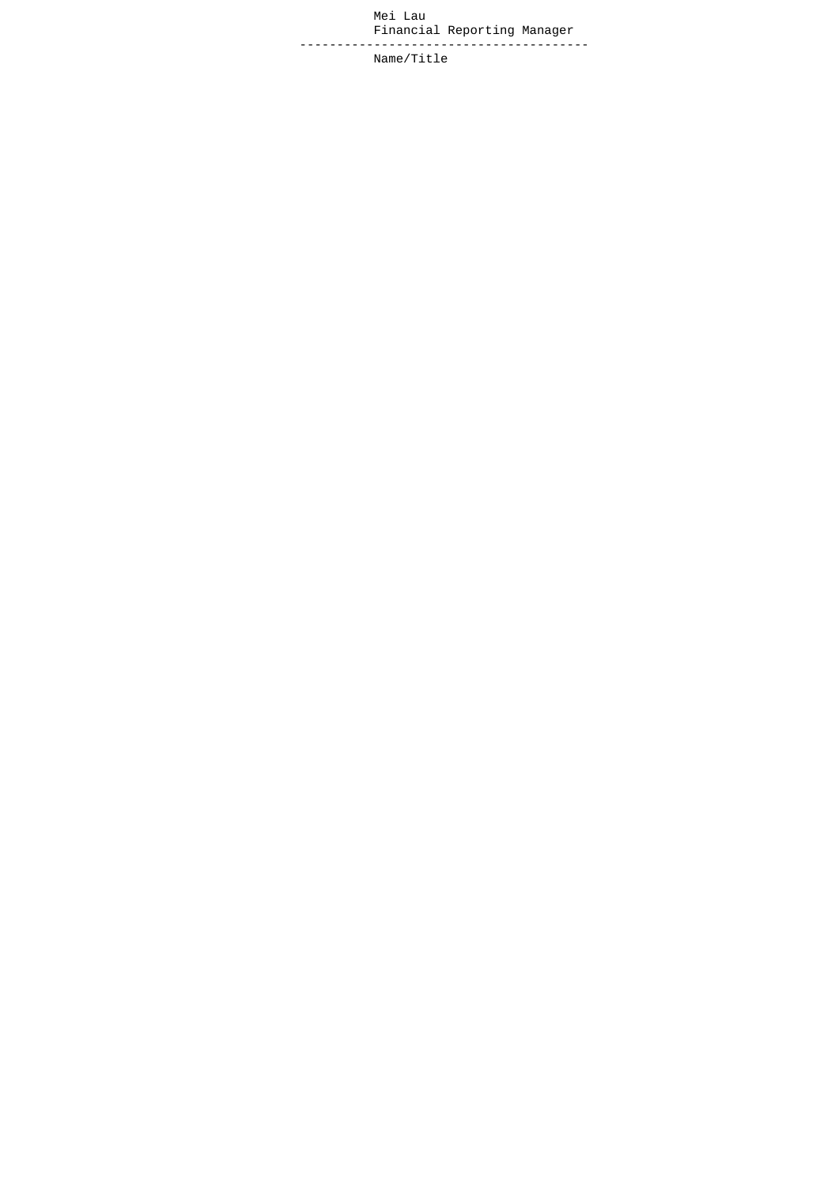Mei Lau
Financial Reporting Manager

---------------------------------------

Name/Title